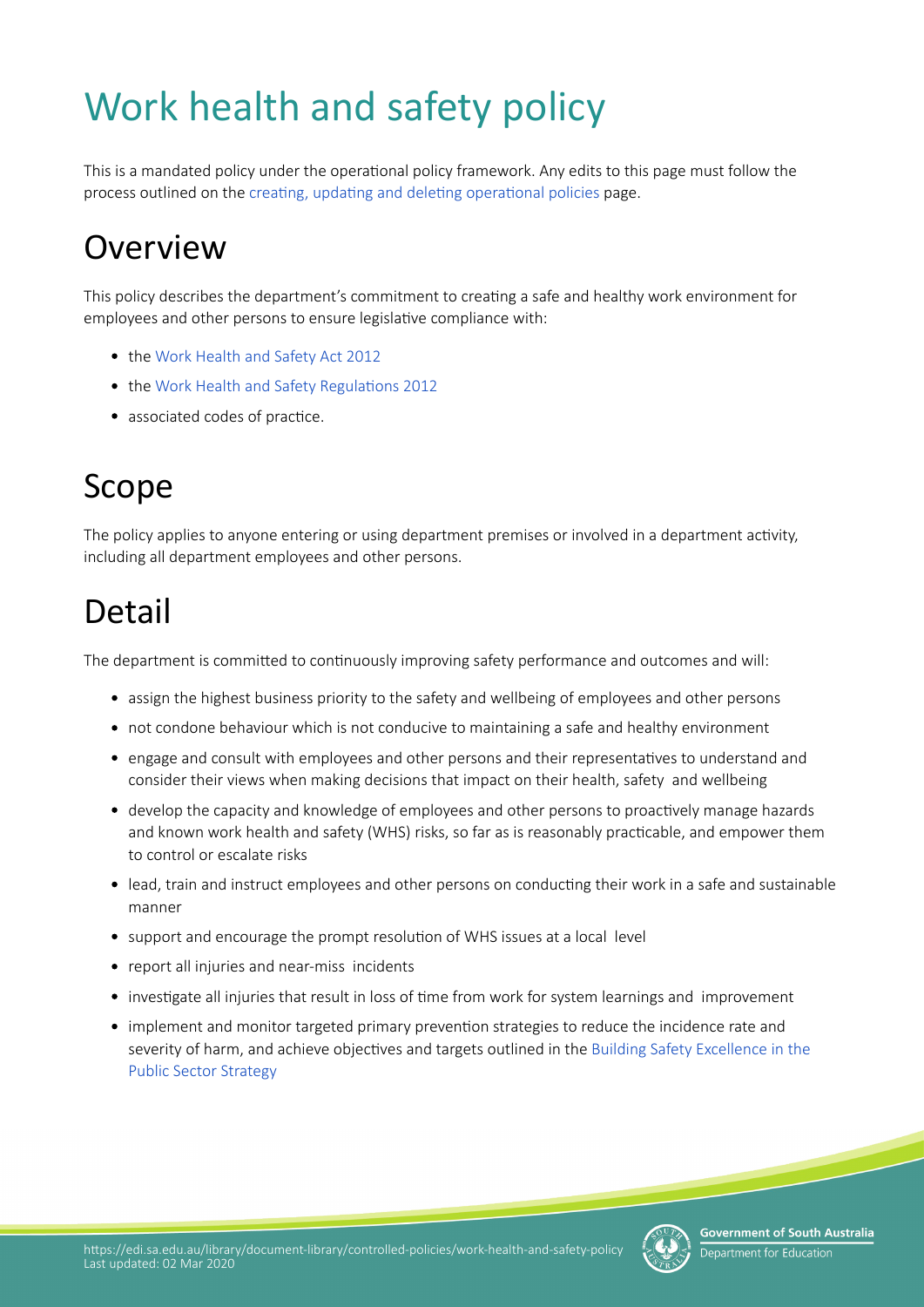# Work health and safety policy

This is a mandated policy under the operational policy framework. Any edits to this page must follow the process outlined on the creating, updating and deleting operational policies page.

## Overview

This policy describes the department's commitment to creating a safe and healthy work environment for employees and other persons to ensure legislative compliance with:

- the Work Health and Safety Act 2012
- the Work Health and Safety Regulations 2012
- associated codes of practice.

## Scope

The policy applies to anyone entering or using department premises or involved in a department activity, including all department employees and other persons.

## Detail

The department is committed to continuously improving safety performance and outcomes and will:

- assign the highest business priority to the safety and wellbeing of employees and other persons
- not condone behaviour which is not conducive to maintaining a safe and healthy environment
- engage and consult with employees and other persons and their representatives to understand and consider their views when making decisions that impact on their health, safety and wellbeing
- develop the capacity and knowledge of employees and other persons to proactively manage hazards and known work health and safety (WHS) risks, so far as is reasonably practicable, and empower them to control or escalate risks
- lead, train and instruct employees and other persons on conducting their work in a safe and sustainable manner
- support and encourage the prompt resolution of WHS issues at a local level
- report all injuries and near-miss incidents
- investigate all injuries that result in loss of time from work for system learnings and improvement
- implement and monitor targeted primary prevention strategies to reduce the incidence rate and severity of harm, and achieve objectives and targets outlined in the Building Safety Excellence in the Public Sector Strategy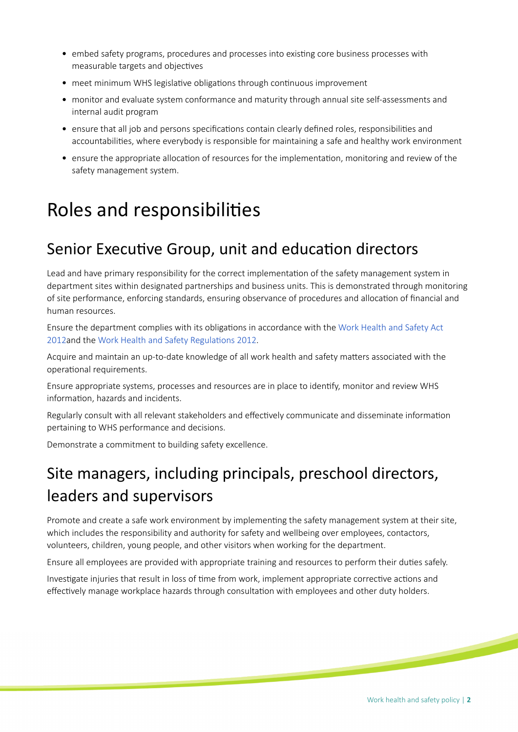- embed safety programs, procedures and processes into existing core business processes with measurable targets and objectives
- meet minimum WHS legislative obligations through continuous improvement
- monitor and evaluate system conformance and maturity through annual site self-assessments and internal audit program
- ensure that all job and persons specifications contain clearly defined roles, responsibilities and accountabilities, where everybody is responsible for maintaining a safe and healthy work environment
- ensure the appropriate allocation of resources for the implementation, monitoring and review of the safety management system.

# Roles and responsibilities

## Senior Executive Group, unit and education directors

Lead and have primary responsibility for the correct implementation of the safety management system in department sites within designated partnerships and business units. This is demonstrated through monitoring of site performance, enforcing standards, ensuring observance of procedures and allocation of financial and human resources.

Ensure the department complies with its obligations in accordance with the Work Health and Safety Act 2012and the Work Health and Safety Regulations 2012.

Acquire and maintain an up-to-date knowledge of all work health and safety matters associated with the operational requirements.

Ensure appropriate systems, processes and resources are in place to identify, monitor and review WHS information, hazards and incidents.

Regularly consult with all relevant stakeholders and effectively communicate and disseminate information pertaining to WHS performance and decisions.

Demonstrate a commitment to building safety excellence.

## Site managers, including principals, preschool directors, leaders and supervisors

Promote and create a safe work environment by implementing the safety management system at their site, which includes the responsibility and authority for safety and wellbeing over employees, contactors, volunteers, children, young people, and other visitors when working for the department.

Ensure all employees are provided with appropriate training and resources to perform their duties safely.

Investigate injuries that result in loss of time from work, implement appropriate corrective actions and effectively manage workplace hazards through consultation with employees and other duty holders.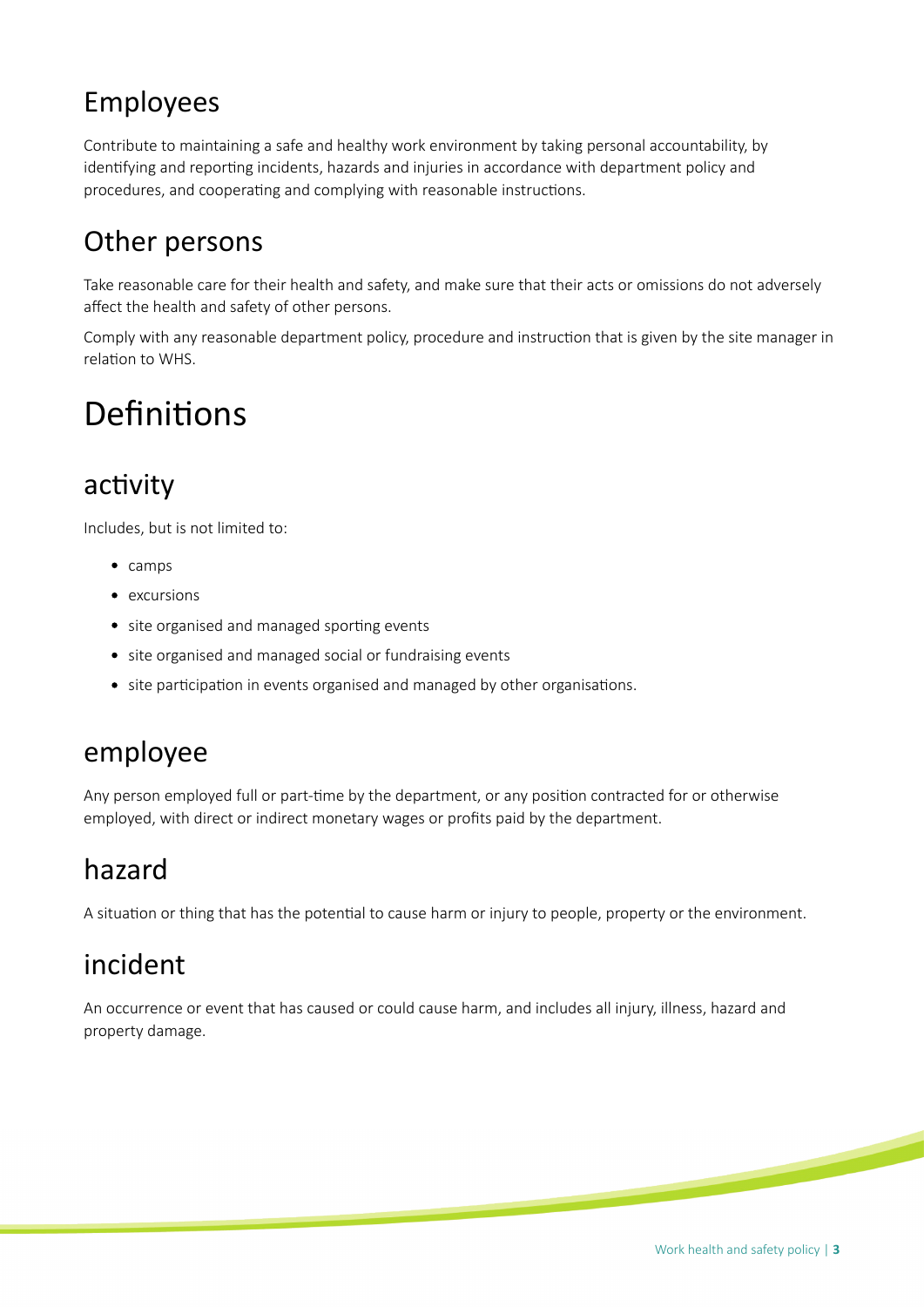## Employees

Contribute to maintaining a safe and healthy work environment by taking personal accountability, by identifying and reporting incidents, hazards and injuries in accordance with department policy and procedures, and cooperating and complying with reasonable instructions.

## Other persons

Take reasonable care for their health and safety, and make sure that their acts or omissions do not adversely affect the health and safety of other persons.

Comply with any reasonable department policy, procedure and instruction that is given by the site manager in relation to WHS.

# Definitions

## activity

Includes, but is not limited to:

- camps
- excursions
- site organised and managed sporting events
- site organised and managed social or fundraising events
- site participation in events organised and managed by other organisations.

## employee

Any person employed full or part-time by the department, or any position contracted for or otherwise employed, with direct or indirect monetary wages or profits paid by the department.

## hazard

A situation or thing that has the potential to cause harm or injury to people, property or the environment.

## incident

An occurrence or event that has caused or could cause harm, and includes all injury, illness, hazard and property damage.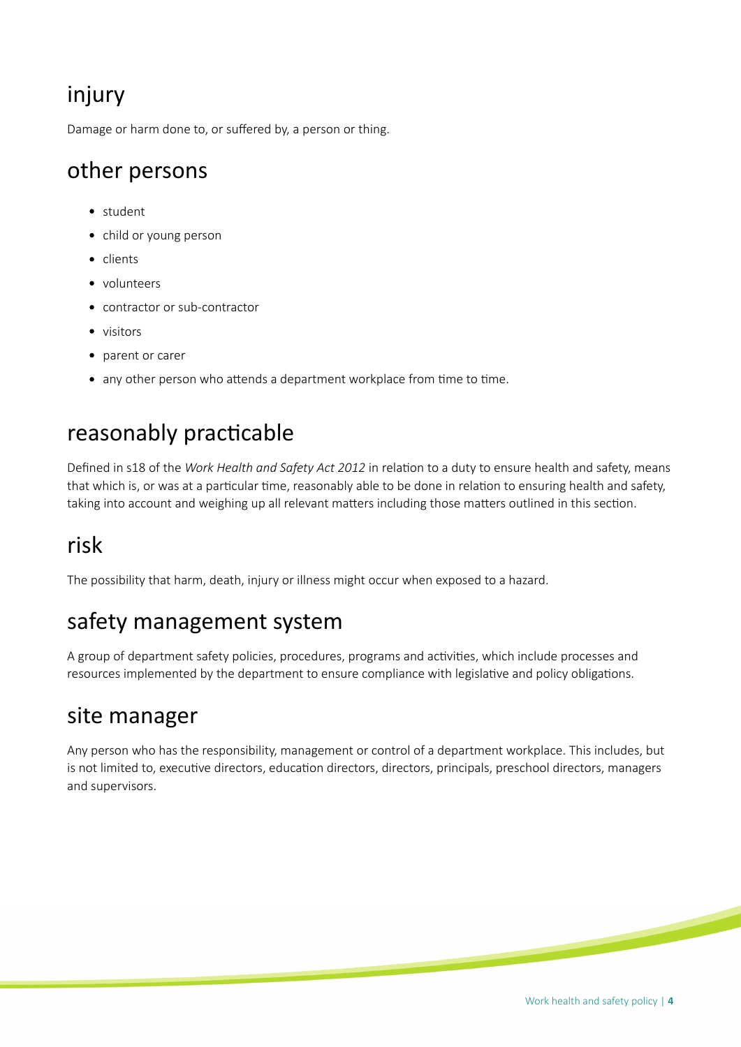## injury

Damage or harm done to, or suffered by, a person or thing.

## other persons

- student
- child or young person
- clients
- volunteers
- contractor or sub-contractor
- visitors
- parent or carer
- any other person who attends a department workplace from time to time.

## reasonably practicable

Defined in s18 of the *Work Health and Safety Act 2012* in relation to a duty to ensure health and safety, means that which is, or was at a particular time, reasonably able to be done in relation to ensuring health and safety, taking into account and weighing up all relevant matters including those matters outlined in this section.

## risk

The possibility that harm, death, injury or illness might occur when exposed to a hazard.

## safety management system

A group of department safety policies, procedures, programs and activities, which include processes and resources implemented by the department to ensure compliance with legislative and policy obligations.

## site manager

Any person who has the responsibility, management or control of a department workplace. This includes, but is not limited to, executive directors, education directors, directors, principals, preschool directors, managers and supervisors.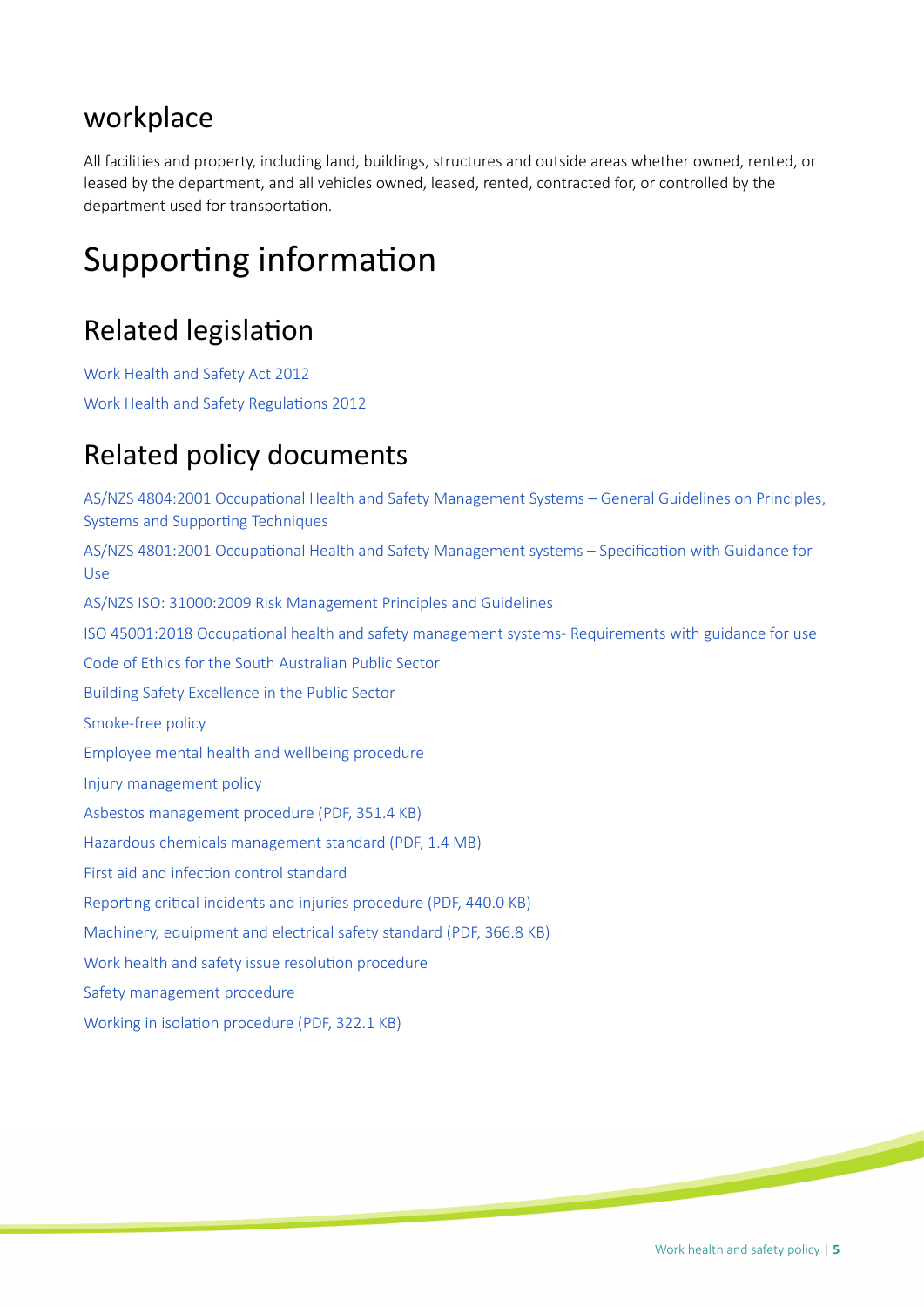### workplace

All facilities and property, including land, buildings, structures and outside areas whether owned, rented, or leased by the department, and all vehicles owned, leased, rented, contracted for, or controlled by the department used for transportation.

# Supporting information

## Related legislation

Work Health and Safety Act 2012

Work Health and Safety Regulations 2012

## Related policy documents

AS/NZS 4804:2001 Occupational Health and Safety Management Systems – General Guidelines on Principles, Systems and Supporting Techniques

AS/NZS 4801:2001 Occupational Health and Safety Management systems – Specification with Guidance for Use

AS/NZS ISO: 31000:2009 Risk Management Principles and Guidelines

ISO 45001:2018 Occupational health and safety management systems- Requirements with guidance for use

Code of Ethics for the South Australian Public Sector

Building Safety Excellence in the Public Sector

Smoke-free policy

Employee mental health and wellbeing procedure

Injury management policy

Asbestos management procedure (PDF, 351.4 KB)

Hazardous chemicals management standard (PDF, 1.4 MB)

First aid and infection control standard

Reporting critical incidents and injuries procedure (PDF, 440.0 KB)

Machinery, equipment and electrical safety standard (PDF, 366.8 KB)

Work health and safety issue resolution procedure

Safety management procedure

Working in isolation procedure (PDF, 322.1 KB)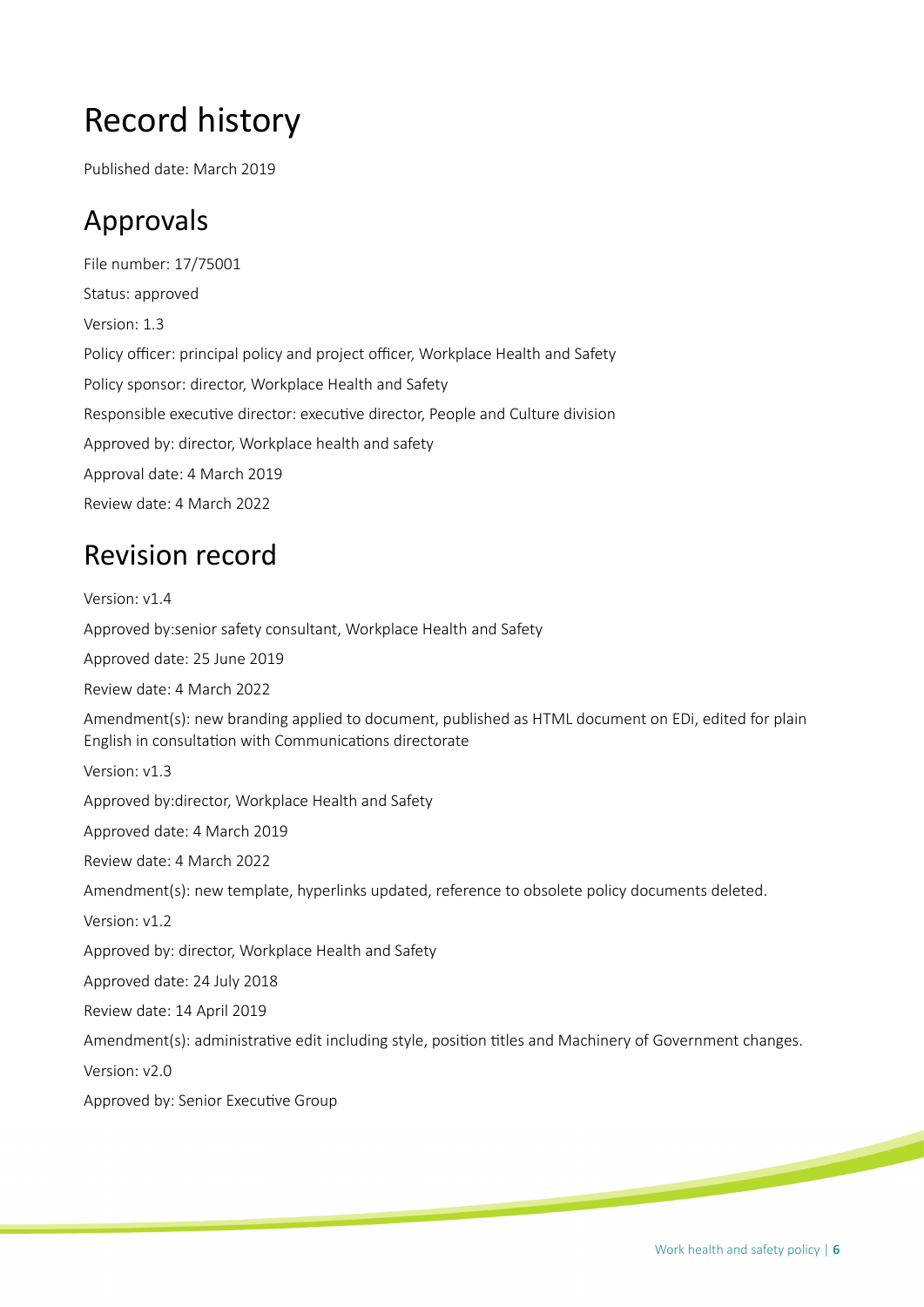# Record history

Published date: March 2019

## Approvals

File number: 17/75001

Status: approved

Version: 1.3

Policy officer: principal policy and project officer, Workplace Health and Safety

Policy sponsor: director, Workplace Health and Safety

Responsible executive director: executive director, People and Culture division

Approved by: director, Workplace health and safety

Approval date: 4 March 2019

Review date: 4 March 2022

## Revision record

Version: v1.4

Approved by:senior safety consultant, Workplace Health and Safety

Approved date: 25 June 2019

Review date: 4 March 2022

Amendment(s): new branding applied to document, published as HTML document on EDi, edited for plain English in consultation with Communications directorate

Version: v1.3

Approved by:director, Workplace Health and Safety

Approved date: 4 March 2019

Review date: 4 March 2022

Amendment(s): new template, hyperlinks updated, reference to obsolete policy documents deleted.

Version: v1.2

Approved by: director, Workplace Health and Safety

Approved date: 24 July 2018

Review date: 14 April 2019

Amendment(s): administrative edit including style, position titles and Machinery of Government changes.

Version: v2.0

Approved by: Senior Executive Group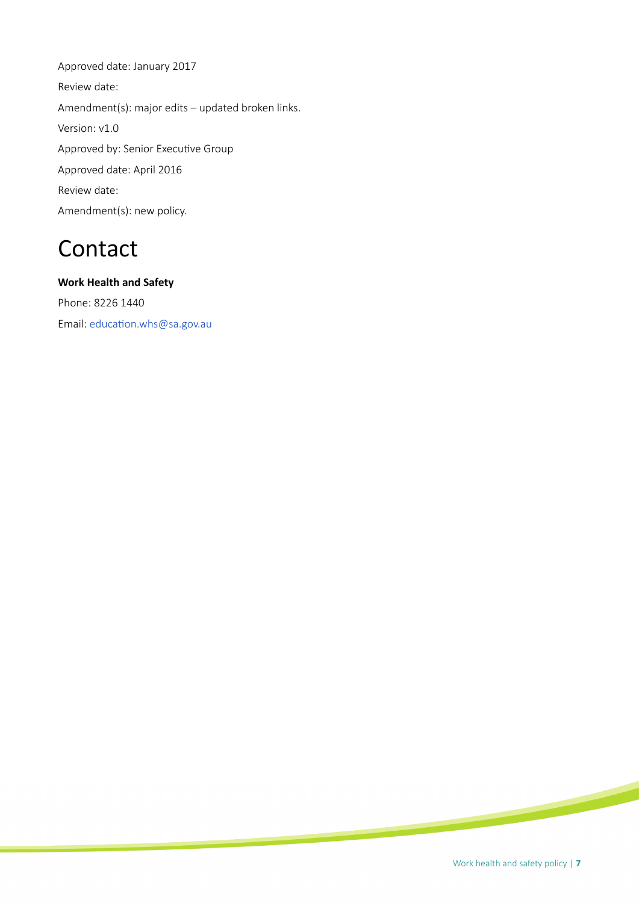Approved date: January 2017

Review date:

Amendment(s): major edits – updated broken links.

Version: v1.0

Approved by: Senior Executive Group

Approved date: April 2016

Review date:

Amendment(s): new policy.

# Contact

**Work Health and Safety**

Phone: 8226 1440

Email: education.whs@sa.gov.au